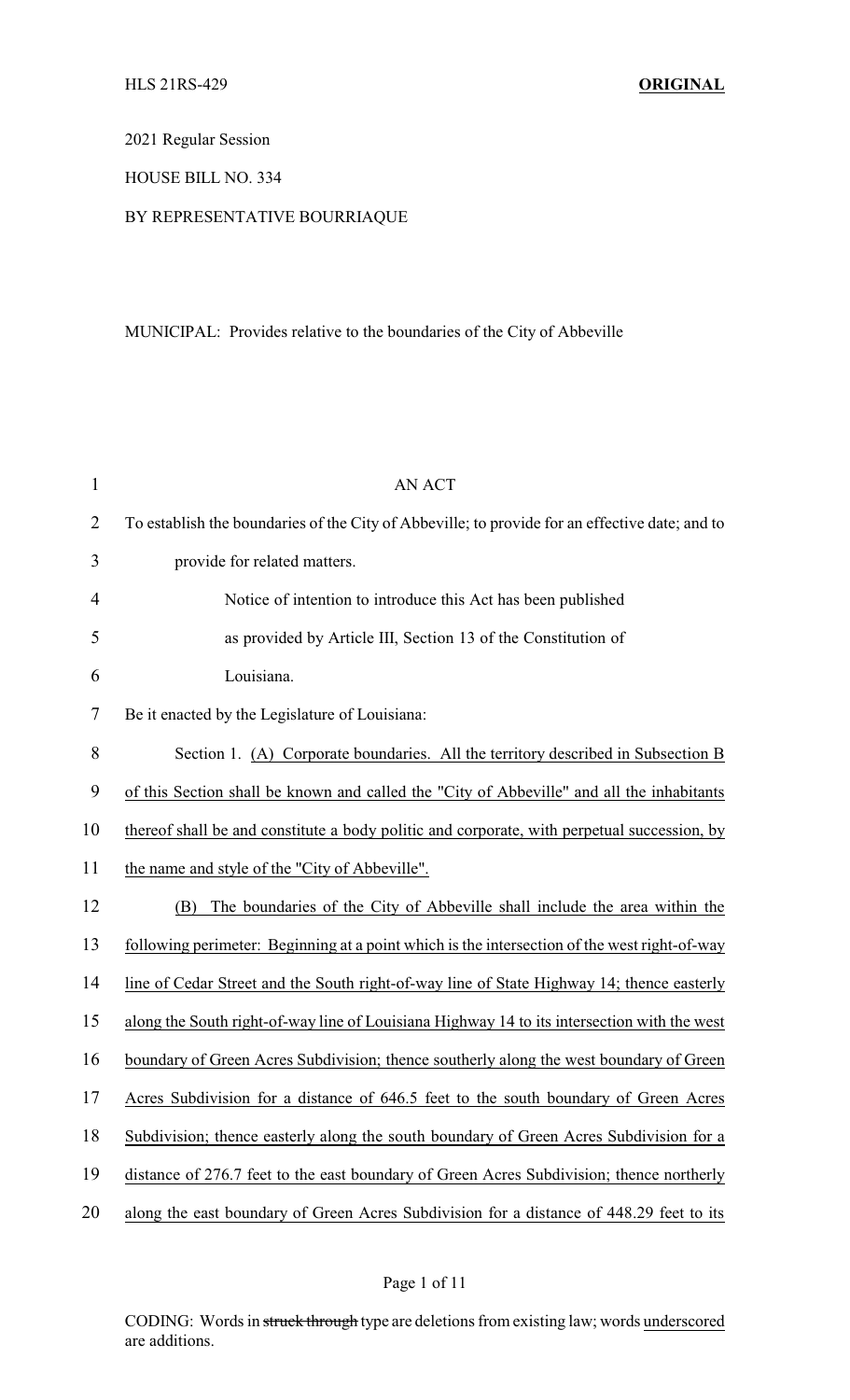HLS 21RS-429 **ORIGINAL**

2021 Regular Session

HOUSE BILL NO. 334

BY REPRESENTATIVE BOURRIAQUE

MUNICIPAL: Provides relative to the boundaries of the City of Abbeville

AN ACT

To establish the boundaries of the City of Abbeville; to provide for an effective date; and to provide for related matters.

Notice of intention to introduce this Act has been published as provided by Article III, Section 13 of the Constitution of Louisiana.

Be it enacted by the Legislature of Louisiana:

Section 1. (A) Corporate boundaries. All the territory described in Subsection B of this Section shall be known and called the "City of Abbeville" and all the inhabitants thereof shall be and constitute a body politic and corporate, with perpetual succession, by the name and style of the "City of Abbeville".

(B) The boundaries of the City of Abbeville shall include the area within the following perimeter: Beginning at a point which is the intersection of the west right-of-way line of Cedar Street and the South right-of-way line of State Highway 14; thence easterly along the South right-of-way line of Louisiana Highway 14 to its intersection with the west boundary of Green Acres Subdivision; thence southerly along the west boundary of Green Acres Subdivision for a distance of 646.5 feet to the south boundary of Green Acres Subdivision; thence easterly along the south boundary of Green Acres Subdivision for a distance of 276.7 feet to the east boundary of Green Acres Subdivision; thence northerly along the east boundary of Green Acres Subdivision for a distance of 448.29 feet to its

CODING: Words in ~~struck through~~ type are deletions from existing law; words underscored are additions.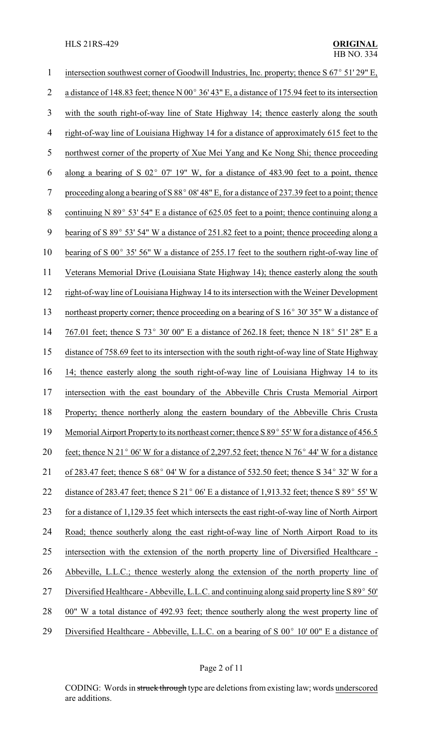intersection southwest corner of Goodwill Industries, Inc. property; thence S 67° 51' 29" E, a distance of 148.83 feet; thence N 00° 36' 43" E, a distance of 175.94 feet to its intersection with the south right-of-way line of State Highway 14; thence easterly along the south right-of-way line of Louisiana Highway 14 for a distance of approximately 615 feet to the northwest corner of the property of Xue Mei Yang and Ke Nong Shi; thence proceeding along a bearing of S 02° 07' 19" W, for a distance of 483.90 feet to a point, thence proceeding along a bearing of S 88° 08' 48" E, for a distance of 237.39 feet to a point; thence continuing N 89° 53' 54" E a distance of 625.05 feet to a point; thence continuing along a bearing of S 89° 53' 54" W a distance of 251.82 feet to a point; thence proceeding along a bearing of S 00° 35' 56" W a distance of 255.17 feet to the southern right-of-way line of Veterans Memorial Drive (Louisiana State Highway 14); thence easterly along the south right-of-way line of Louisiana Highway 14 to its intersection with the Weiner Development northeast property corner; thence proceeding on a bearing of S 16° 30' 35" W a distance of 767.01 feet; thence S 73° 30' 00" E a distance of 262.18 feet; thence N 18° 51' 28" E a distance of 758.69 feet to its intersection with the south right-of-way line of State Highway 14; thence easterly along the south right-of-way line of Louisiana Highway 14 to its intersection with the east boundary of the Abbeville Chris Crusta Memorial Airport Property; thence northerly along the eastern boundary of the Abbeville Chris Crusta Memorial Airport Property to its northeast corner; thence S 89° 55' W for a distance of 456.5 feet; thence N 21° 06' W for a distance of 2,297.52 feet; thence N 76° 44' W for a distance of 283.47 feet; thence S 68° 04' W for a distance of 532.50 feet; thence S 34° 32' W for a distance of 283.47 feet; thence S 21° 06' E a distance of 1,913.32 feet; thence S 89° 55' W for a distance of 1,129.35 feet which intersects the east right-of-way line of North Airport Road; thence southerly along the east right-of-way line of North Airport Road to its intersection with the extension of the north property line of Diversified Healthcare - Abbeville, L.L.C.; thence westerly along the extension of the north property line of Diversified Healthcare - Abbeville, L.L.C. and continuing along said property line S 89° 50' 00" W a total distance of 492.93 feet; thence southerly along the west property line of Diversified Healthcare - Abbeville, L.L.C. on a bearing of S 00° 10' 00" E a distance of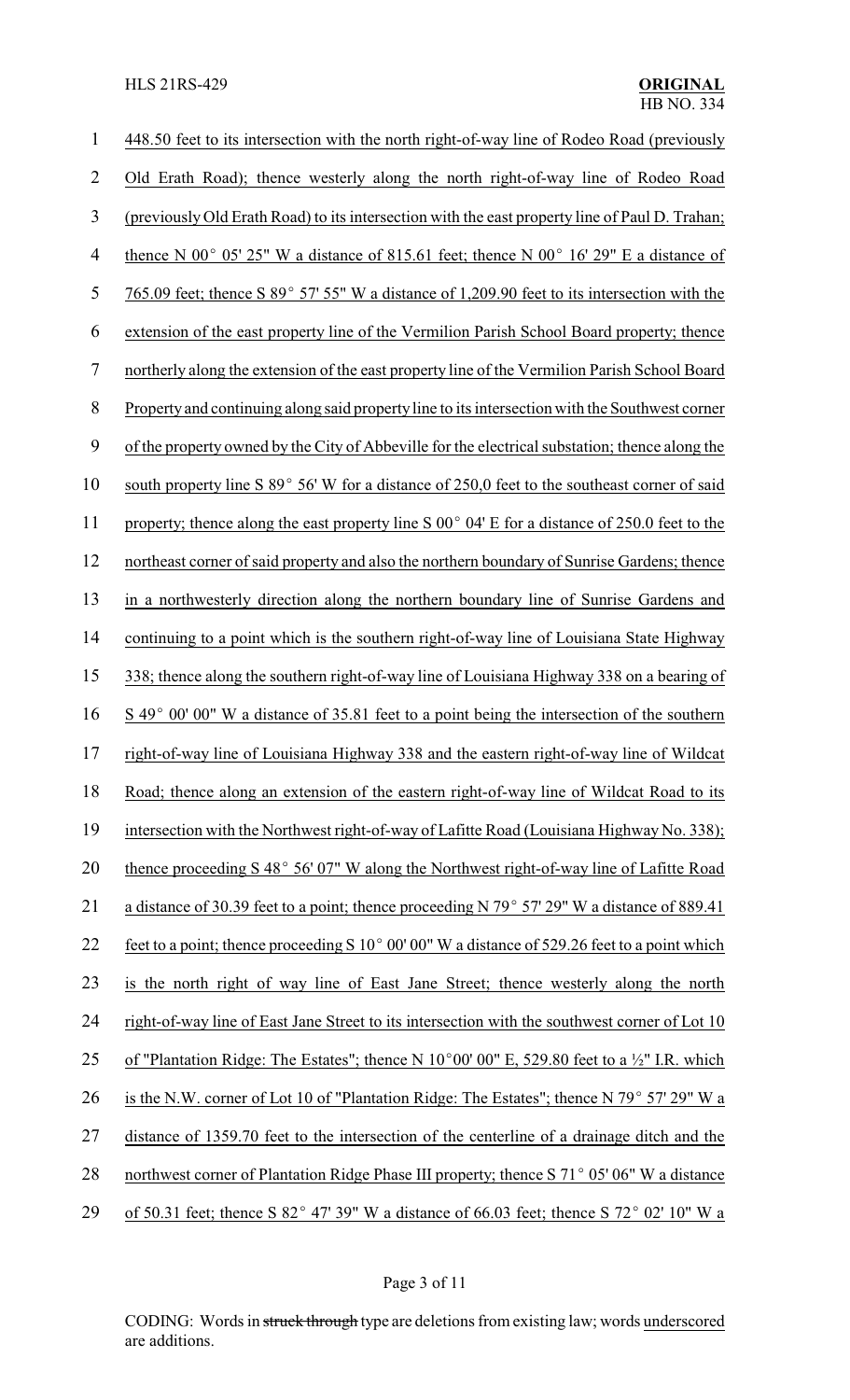448.50 feet to its intersection with the north right-of-way line of Rodeo Road (previously Old Erath Road); thence westerly along the north right-of-way line of Rodeo Road (previously Old Erath Road) to its intersection with the east property line of Paul D. Trahan; thence N 00° 05' 25" W a distance of 815.61 feet; thence N 00° 16' 29" E a distance of 765.09 feet; thence S 89° 57' 55" W a distance of 1,209.90 feet to its intersection with the extension of the east property line of the Vermilion Parish School Board property; thence northerly along the extension of the east property line of the Vermilion Parish School Board Property and continuing along said property line to its intersection with the Southwest corner of the property owned by the City of Abbeville for the electrical substation; thence along the south property line S 89° 56' W for a distance of 250,0 feet to the southeast corner of said property; thence along the east property line S 00° 04' E for a distance of 250.0 feet to the northeast corner of said property and also the northern boundary of Sunrise Gardens; thence in a northwesterly direction along the northern boundary line of Sunrise Gardens and continuing to a point which is the southern right-of-way line of Louisiana State Highway 338; thence along the southern right-of-way line of Louisiana Highway 338 on a bearing of S 49° 00' 00" W a distance of 35.81 feet to a point being the intersection of the southern right-of-way line of Louisiana Highway 338 and the eastern right-of-way line of Wildcat Road; thence along an extension of the eastern right-of-way line of Wildcat Road to its intersection with the Northwest right-of-way of Lafitte Road (Louisiana Highway No. 338); thence proceeding S 48° 56' 07" W along the Northwest right-of-way line of Lafitte Road a distance of 30.39 feet to a point; thence proceeding N 79° 57' 29" W a distance of 889.41 feet to a point; thence proceeding S 10° 00' 00" W a distance of 529.26 feet to a point which is the north right of way line of East Jane Street; thence westerly along the north right-of-way line of East Jane Street to its intersection with the southwest corner of Lot 10 of "Plantation Ridge: The Estates"; thence N 10°00' 00" E, 529.80 feet to a ½" I.R. which is the N.W. corner of Lot 10 of "Plantation Ridge: The Estates"; thence N 79° 57' 29" W a distance of 1359.70 feet to the intersection of the centerline of a drainage ditch and the northwest corner of Plantation Ridge Phase III property; thence S 71° 05' 06" W a distance of 50.31 feet; thence S 82° 47' 39" W a distance of 66.03 feet; thence S 72° 02' 10" W a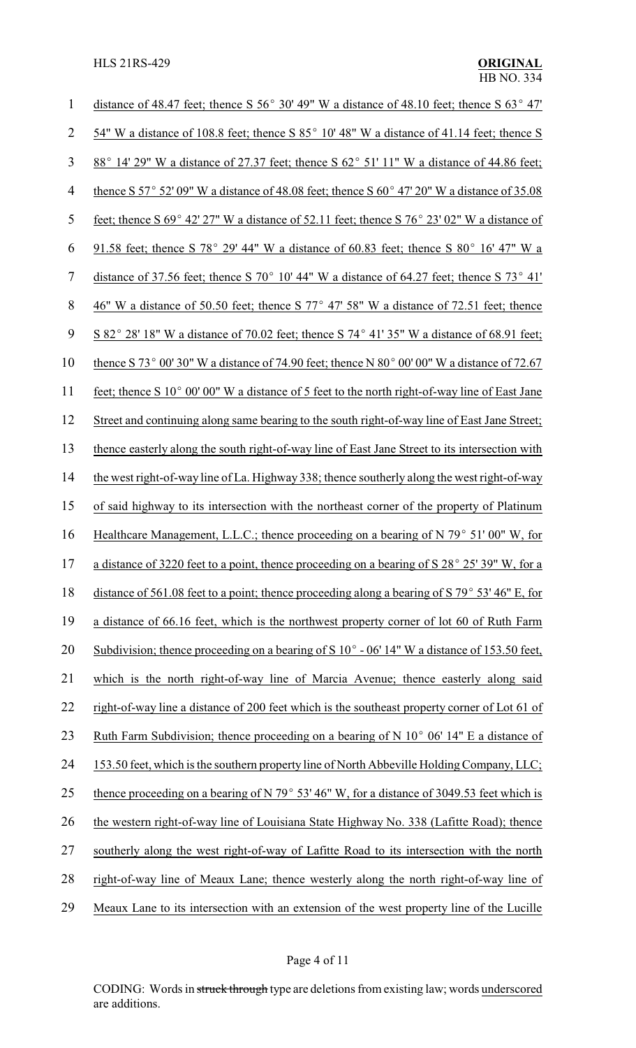distance of 48.47 feet; thence S 56° 30' 49" W a distance of 48.10 feet; thence S 63° 47' 54" W a distance of 108.8 feet; thence S 85° 10' 48" W a distance of 41.14 feet; thence S 88° 14' 29" W a distance of 27.37 feet; thence S 62° 51' 11" W a distance of 44.86 feet; thence S 57° 52' 09" W a distance of 48.08 feet; thence S 60° 47' 20" W a distance of 35.08 feet; thence S 69° 42' 27" W a distance of 52.11 feet; thence S 76° 23' 02" W a distance of 91.58 feet; thence S 78° 29' 44" W a distance of 60.83 feet; thence S 80° 16' 47" W a distance of 37.56 feet; thence S 70° 10' 44" W a distance of 64.27 feet; thence S 73° 41' 46" W a distance of 50.50 feet; thence S 77° 47' 58" W a distance of 72.51 feet; thence S 82° 28' 18" W a distance of 70.02 feet; thence S 74° 41' 35" W a distance of 68.91 feet; thence S 73° 00' 30" W a distance of 74.90 feet; thence N 80° 00' 00" W a distance of 72.67 feet; thence S 10° 00' 00" W a distance of 5 feet to the north right-of-way line of East Jane Street and continuing along same bearing to the south right-of-way line of East Jane Street; thence easterly along the south right-of-way line of East Jane Street to its intersection with the west right-of-way line of La. Highway 338; thence southerly along the west right-of-way of said highway to its intersection with the northeast corner of the property of Platinum Healthcare Management, L.L.C.; thence proceeding on a bearing of N 79° 51' 00" W, for a distance of 3220 feet to a point, thence proceeding on a bearing of S 28° 25' 39" W, for a distance of 561.08 feet to a point; thence proceeding along a bearing of S 79° 53' 46" E, for a distance of 66.16 feet, which is the northwest property corner of lot 60 of Ruth Farm Subdivision; thence proceeding on a bearing of S 10° - 06' 14" W a distance of 153.50 feet, which is the north right-of-way line of Marcia Avenue; thence easterly along said right-of-way line a distance of 200 feet which is the southeast property corner of Lot 61 of Ruth Farm Subdivision; thence proceeding on a bearing of N 10° 06' 14" E a distance of 153.50 feet, which is the southern property line of North Abbeville Holding Company, LLC; thence proceeding on a bearing of N 79° 53' 46" W, for a distance of 3049.53 feet which is the western right-of-way line of Louisiana State Highway No. 338 (Lafitte Road); thence southerly along the west right-of-way of Lafitte Road to its intersection with the north right-of-way line of Meaux Lane; thence westerly along the north right-of-way line of Meaux Lane to its intersection with an extension of the west property line of the Lucille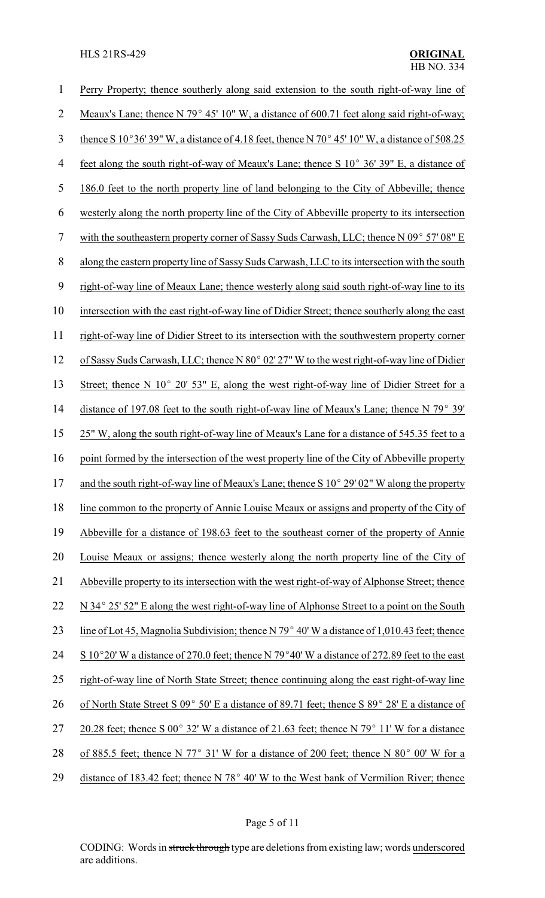Perry Property; thence southerly along said extension to the south right-of-way line of Meaux's Lane; thence N 79° 45' 10" W, a distance of 600.71 feet along said right-of-way; thence S 10°36' 39" W, a distance of 4.18 feet, thence N 70° 45' 10" W, a distance of 508.25 feet along the south right-of-way of Meaux's Lane; thence S 10° 36' 39" E, a distance of 186.0 feet to the north property line of land belonging to the City of Abbeville; thence westerly along the north property line of the City of Abbeville property to its intersection with the southeastern property corner of Sassy Suds Carwash, LLC; thence N 09° 57' 08" E along the eastern property line of Sassy Suds Carwash, LLC to its intersection with the south right-of-way line of Meaux Lane; thence westerly along said south right-of-way line to its intersection with the east right-of-way line of Didier Street; thence southerly along the east right-of-way line of Didier Street to its intersection with the southwestern property corner of Sassy Suds Carwash, LLC; thence N 80° 02' 27" W to the west right-of-way line of Didier Street; thence N 10° 20' 53" E, along the west right-of-way line of Didier Street for a distance of 197.08 feet to the south right-of-way line of Meaux's Lane; thence N 79° 39' 25" W, along the south right-of-way line of Meaux's Lane for a distance of 545.35 feet to a point formed by the intersection of the west property line of the City of Abbeville property and the south right-of-way line of Meaux's Lane; thence S 10° 29' 02" W along the property line common to the property of Annie Louise Meaux or assigns and property of the City of Abbeville for a distance of 198.63 feet to the southeast corner of the property of Annie Louise Meaux or assigns; thence westerly along the north property line of the City of Abbeville property to its intersection with the west right-of-way of Alphonse Street; thence N 34° 25' 52" E along the west right-of-way line of Alphonse Street to a point on the South line of Lot 45, Magnolia Subdivision; thence N 79° 40' W a distance of 1,010.43 feet; thence S 10°20' W a distance of 270.0 feet; thence N 79°40' W a distance of 272.89 feet to the east right-of-way line of North State Street; thence continuing along the east right-of-way line of North State Street S 09° 50' E a distance of 89.71 feet; thence S 89° 28' E a distance of 20.28 feet; thence S 00° 32' W a distance of 21.63 feet; thence N 79° 11' W for a distance of 885.5 feet; thence N 77° 31' W for a distance of 200 feet; thence N 80° 00' W for a distance of 183.42 feet; thence N 78° 40' W to the West bank of Vermilion River; thence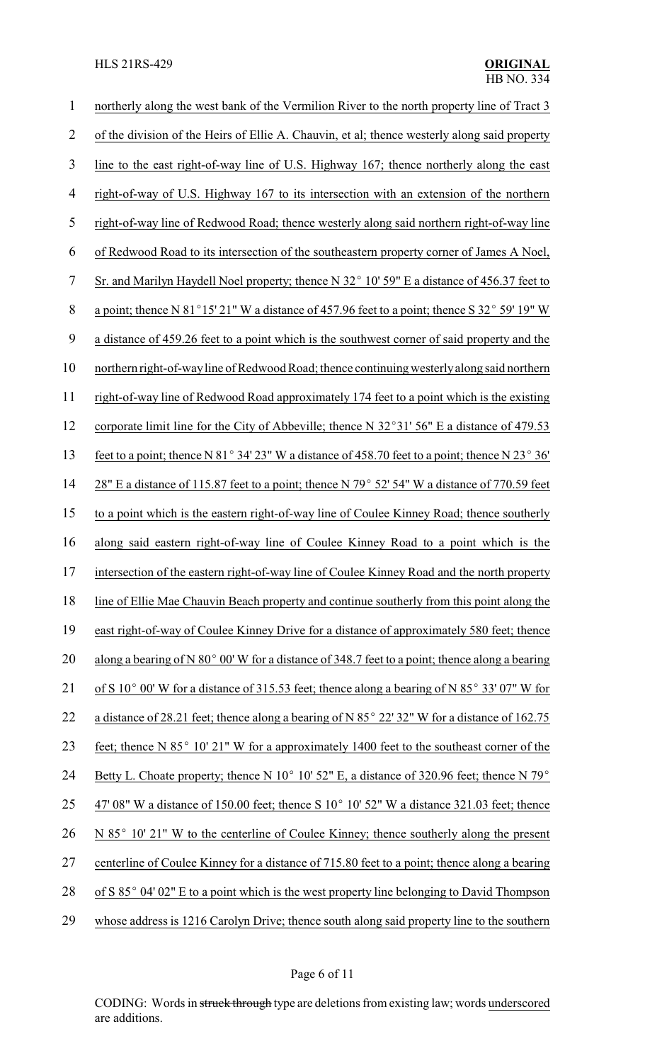northerly along the west bank of the Vermilion River to the north property line of Tract 3 of the division of the Heirs of Ellie A. Chauvin, et al; thence westerly along said property line to the east right-of-way line of U.S. Highway 167; thence northerly along the east right-of-way of U.S. Highway 167 to its intersection with an extension of the northern right-of-way line of Redwood Road; thence westerly along said northern right-of-way line of Redwood Road to its intersection of the southeastern property corner of James A Noel, Sr. and Marilyn Haydell Noel property; thence N 32° 10' 59" E a distance of 456.37 feet to a point; thence N 81°15' 21" W a distance of 457.96 feet to a point; thence S 32° 59' 19" W a distance of 459.26 feet to a point which is the southwest corner of said property and the northern right-of-way line of Redwood Road; thence continuing westerly along said northern right-of-way line of Redwood Road approximately 174 feet to a point which is the existing corporate limit line for the City of Abbeville; thence N 32°31' 56" E a distance of 479.53 feet to a point; thence N 81° 34' 23" W a distance of 458.70 feet to a point; thence N 23° 36' 28" E a distance of 115.87 feet to a point; thence N 79° 52' 54" W a distance of 770.59 feet to a point which is the eastern right-of-way line of Coulee Kinney Road; thence southerly along said eastern right-of-way line of Coulee Kinney Road to a point which is the intersection of the eastern right-of-way line of Coulee Kinney Road and the north property line of Ellie Mae Chauvin Beach property and continue southerly from this point along the east right-of-way of Coulee Kinney Drive for a distance of approximately 580 feet; thence along a bearing of N 80° 00' W for a distance of 348.7 feet to a point; thence along a bearing of S 10° 00' W for a distance of 315.53 feet; thence along a bearing of N 85° 33' 07" W for a distance of 28.21 feet; thence along a bearing of N 85° 22' 32" W for a distance of 162.75 feet; thence N 85° 10' 21" W for a approximately 1400 feet to the southeast corner of the Betty L. Choate property; thence N 10° 10' 52" E, a distance of 320.96 feet; thence N 79° 47' 08" W a distance of 150.00 feet; thence S 10° 10' 52" W a distance 321.03 feet; thence N 85° 10' 21" W to the centerline of Coulee Kinney; thence southerly along the present centerline of Coulee Kinney for a distance of 715.80 feet to a point; thence along a bearing of S 85° 04' 02" E to a point which is the west property line belonging to David Thompson whose address is 1216 Carolyn Drive; thence south along said property line to the southern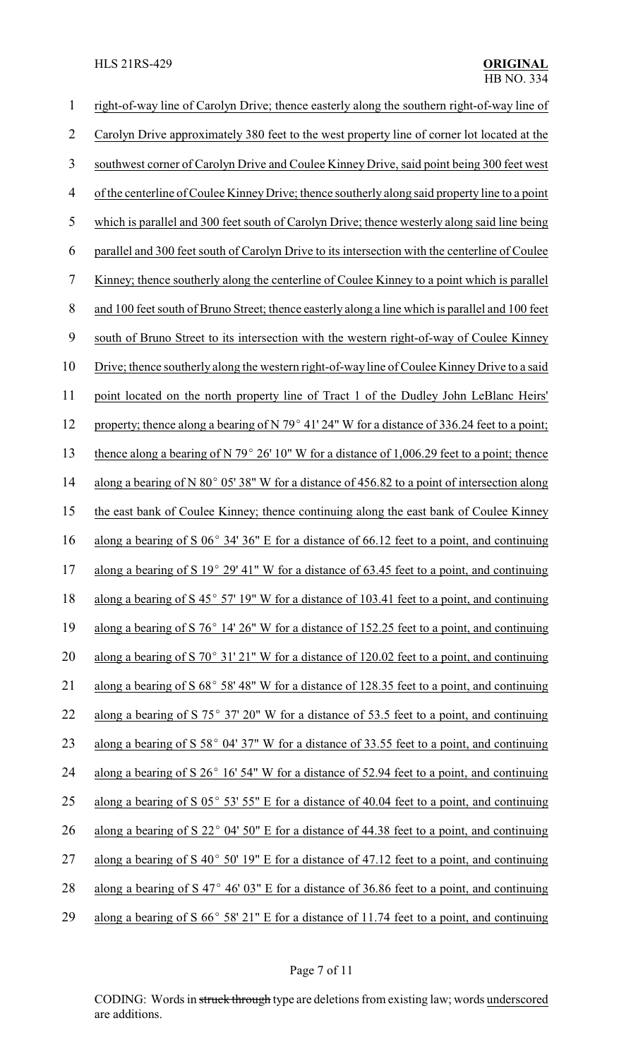right-of-way line of Carolyn Drive; thence easterly along the southern right-of-way line of Carolyn Drive approximately 380 feet to the west property line of corner lot located at the southwest corner of Carolyn Drive and Coulee Kinney Drive, said point being 300 feet west of the centerline of Coulee Kinney Drive; thence southerly along said property line to a point which is parallel and 300 feet south of Carolyn Drive; thence westerly along said line being parallel and 300 feet south of Carolyn Drive to its intersection with the centerline of Coulee Kinney; thence southerly along the centerline of Coulee Kinney to a point which is parallel and 100 feet south of Bruno Street; thence easterly along a line which is parallel and 100 feet south of Bruno Street to its intersection with the western right-of-way of Coulee Kinney Drive; thence southerly along the western right-of-way line of Coulee Kinney Drive to a said point located on the north property line of Tract 1 of the Dudley John LeBlanc Heirs' property; thence along a bearing of N 79° 41' 24" W for a distance of 336.24 feet to a point; thence along a bearing of N 79° 26' 10" W for a distance of 1,006.29 feet to a point; thence along a bearing of N 80° 05' 38" W for a distance of 456.82 to a point of intersection along the east bank of Coulee Kinney; thence continuing along the east bank of Coulee Kinney along a bearing of S 06° 34' 36" E for a distance of 66.12 feet to a point, and continuing along a bearing of S 19° 29' 41" W for a distance of 63.45 feet to a point, and continuing along a bearing of S 45° 57' 19" W for a distance of 103.41 feet to a point, and continuing along a bearing of S 76° 14' 26" W for a distance of 152.25 feet to a point, and continuing along a bearing of S 70° 31' 21" W for a distance of 120.02 feet to a point, and continuing along a bearing of S 68° 58' 48" W for a distance of 128.35 feet to a point, and continuing along a bearing of S 75° 37' 20" W for a distance of 53.5 feet to a point, and continuing along a bearing of S 58° 04' 37" W for a distance of 33.55 feet to a point, and continuing along a bearing of S 26° 16' 54" W for a distance of 52.94 feet to a point, and continuing along a bearing of S 05° 53' 55" E for a distance of 40.04 feet to a point, and continuing along a bearing of S 22° 04' 50" E for a distance of 44.38 feet to a point, and continuing along a bearing of S 40° 50' 19" E for a distance of 47.12 feet to a point, and continuing along a bearing of S 47° 46' 03" E for a distance of 36.86 feet to a point, and continuing along a bearing of S 66° 58' 21" E for a distance of 11.74 feet to a point, and continuing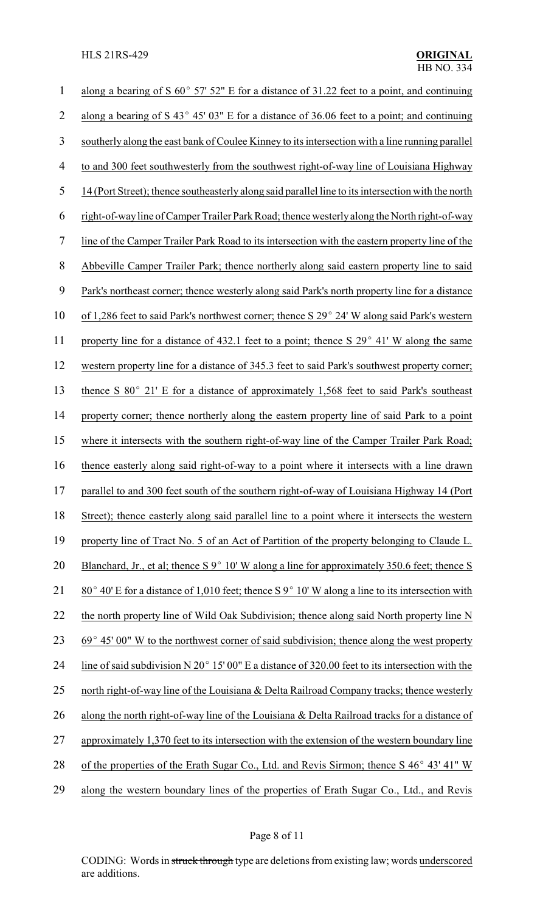along a bearing of S 60° 57' 52" E for a distance of 31.22 feet to a point, and continuing along a bearing of S 43° 45' 03" E for a distance of 36.06 feet to a point; and continuing southerly along the east bank of Coulee Kinney to its intersection with a line running parallel to and 300 feet southwesterly from the southwest right-of-way line of Louisiana Highway 14 (Port Street); thence southeasterly along said parallel line to its intersection with the north right-of-way line of Camper Trailer Park Road; thence westerly along the North right-of-way line of the Camper Trailer Park Road to its intersection with the eastern property line of the Abbeville Camper Trailer Park; thence northerly along said eastern property line to said Park's northeast corner; thence westerly along said Park's north property line for a distance of 1,286 feet to said Park's northwest corner; thence S 29° 24' W along said Park's western property line for a distance of 432.1 feet to a point; thence S 29° 41' W along the same western property line for a distance of 345.3 feet to said Park's southwest property corner; thence S 80° 21' E for a distance of approximately 1,568 feet to said Park's southeast property corner; thence northerly along the eastern property line of said Park to a point where it intersects with the southern right-of-way line of the Camper Trailer Park Road; thence easterly along said right-of-way to a point where it intersects with a line drawn parallel to and 300 feet south of the southern right-of-way of Louisiana Highway 14 (Port Street); thence easterly along said parallel line to a point where it intersects the western property line of Tract No. 5 of an Act of Partition of the property belonging to Claude L. Blanchard, Jr., et al; thence S 9° 10' W along a line for approximately 350.6 feet; thence S 80° 40' E for a distance of 1,010 feet; thence S 9° 10' W along a line to its intersection with the north property line of Wild Oak Subdivision; thence along said North property line N 69° 45' 00" W to the northwest corner of said subdivision; thence along the west property line of said subdivision N 20° 15' 00" E a distance of 320.00 feet to its intersection with the north right-of-way line of the Louisiana & Delta Railroad Company tracks; thence westerly along the north right-of-way line of the Louisiana & Delta Railroad tracks for a distance of approximately 1,370 feet to its intersection with the extension of the western boundary line of the properties of the Erath Sugar Co., Ltd. and Revis Sirmon; thence S 46° 43' 41" W along the western boundary lines of the properties of Erath Sugar Co., Ltd., and Revis

CODING: Words in ~~struck through~~ type are deletions from existing law; words underscored are additions.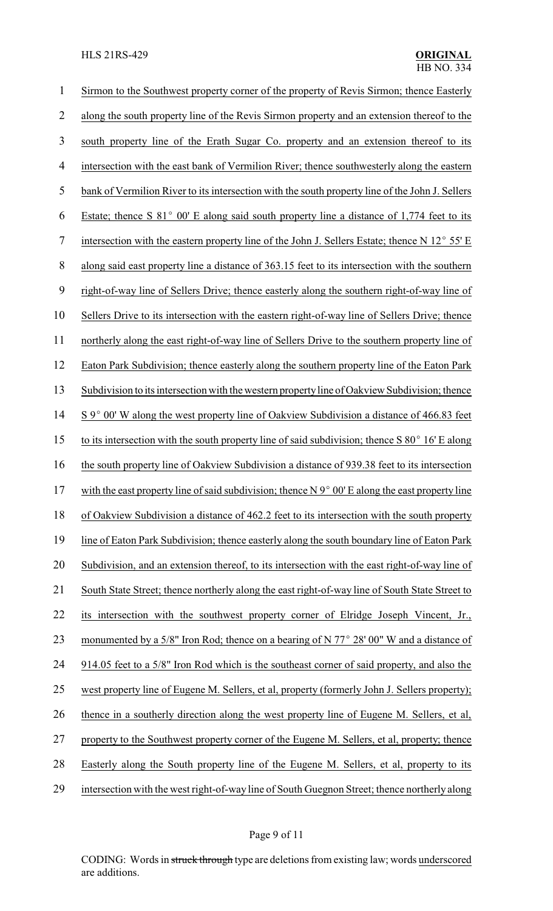Sirmon to the Southwest property corner of the property of Revis Sirmon; thence Easterly along the south property line of the Revis Sirmon property and an extension thereof to the south property line of the Erath Sugar Co. property and an extension thereof to its intersection with the east bank of Vermilion River; thence southwesterly along the eastern bank of Vermilion River to its intersection with the south property line of the John J. Sellers Estate; thence S 81° 00' E along said south property line a distance of 1,774 feet to its intersection with the eastern property line of the John J. Sellers Estate; thence N 12° 55' E along said east property line a distance of 363.15 feet to its intersection with the southern right-of-way line of Sellers Drive; thence easterly along the southern right-of-way line of Sellers Drive to its intersection with the eastern right-of-way line of Sellers Drive; thence northerly along the east right-of-way line of Sellers Drive to the southern property line of Eaton Park Subdivision; thence easterly along the southern property line of the Eaton Park Subdivision to its intersection with the western property line of Oakview Subdivision; thence S 9° 00' W along the west property line of Oakview Subdivision a distance of 466.83 feet to its intersection with the south property line of said subdivision; thence S 80° 16' E along the south property line of Oakview Subdivision a distance of 939.38 feet to its intersection with the east property line of said subdivision; thence N 9° 00' E along the east property line of Oakview Subdivision a distance of 462.2 feet to its intersection with the south property line of Eaton Park Subdivision; thence easterly along the south boundary line of Eaton Park Subdivision, and an extension thereof, to its intersection with the east right-of-way line of South State Street; thence northerly along the east right-of-way line of South State Street to its intersection with the southwest property corner of Elridge Joseph Vincent, Jr., monumented by a 5/8" Iron Rod; thence on a bearing of N 77° 28' 00" W and a distance of 914.05 feet to a 5/8" Iron Rod which is the southeast corner of said property, and also the west property line of Eugene M. Sellers, et al, property (formerly John J. Sellers property); thence in a southerly direction along the west property line of Eugene M. Sellers, et al, property to the Southwest property corner of the Eugene M. Sellers, et al, property; thence Easterly along the South property line of the Eugene M. Sellers, et al, property to its intersection with the west right-of-way line of South Guegnon Street; thence northerly along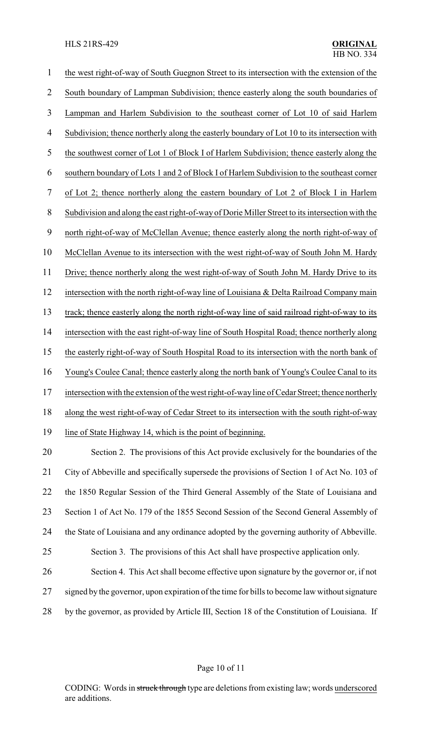the west right-of-way of South Guegnon Street to its intersection with the extension of the South boundary of Lampman Subdivision; thence easterly along the south boundaries of Lampman and Harlem Subdivision to the southeast corner of Lot 10 of said Harlem Subdivision; thence northerly along the easterly boundary of Lot 10 to its intersection with the southwest corner of Lot 1 of Block I of Harlem Subdivision; thence easterly along the southern boundary of Lots 1 and 2 of Block I of Harlem Subdivision to the southeast corner of Lot 2; thence northerly along the eastern boundary of Lot 2 of Block I in Harlem Subdivision and along the east right-of-way of Dorie Miller Street to its intersection with the north right-of-way of McClellan Avenue; thence easterly along the north right-of-way of McClellan Avenue to its intersection with the west right-of-way of South John M. Hardy Drive; thence northerly along the west right-of-way of South John M. Hardy Drive to its intersection with the north right-of-way line of Louisiana & Delta Railroad Company main track; thence easterly along the north right-of-way line of said railroad right-of-way to its intersection with the east right-of-way line of South Hospital Road; thence northerly along the easterly right-of-way of South Hospital Road to its intersection with the north bank of Young's Coulee Canal; thence easterly along the north bank of Young's Coulee Canal to its intersection with the extension of the west right-of-way line of Cedar Street; thence northerly along the west right-of-way of Cedar Street to its intersection with the south right-of-way line of State Highway 14, which is the point of beginning.

Section 2. The provisions of this Act provide exclusively for the boundaries of the City of Abbeville and specifically supersede the provisions of Section 1 of Act No. 103 of the 1850 Regular Session of the Third General Assembly of the State of Louisiana and Section 1 of Act No. 179 of the 1855 Second Session of the Second General Assembly of the State of Louisiana and any ordinance adopted by the governing authority of Abbeville.

Section 3. The provisions of this Act shall have prospective application only.

Section 4. This Act shall become effective upon signature by the governor or, if not signed by the governor, upon expiration of the time for bills to become law without signature by the governor, as provided by Article III, Section 18 of the Constitution of Louisiana. If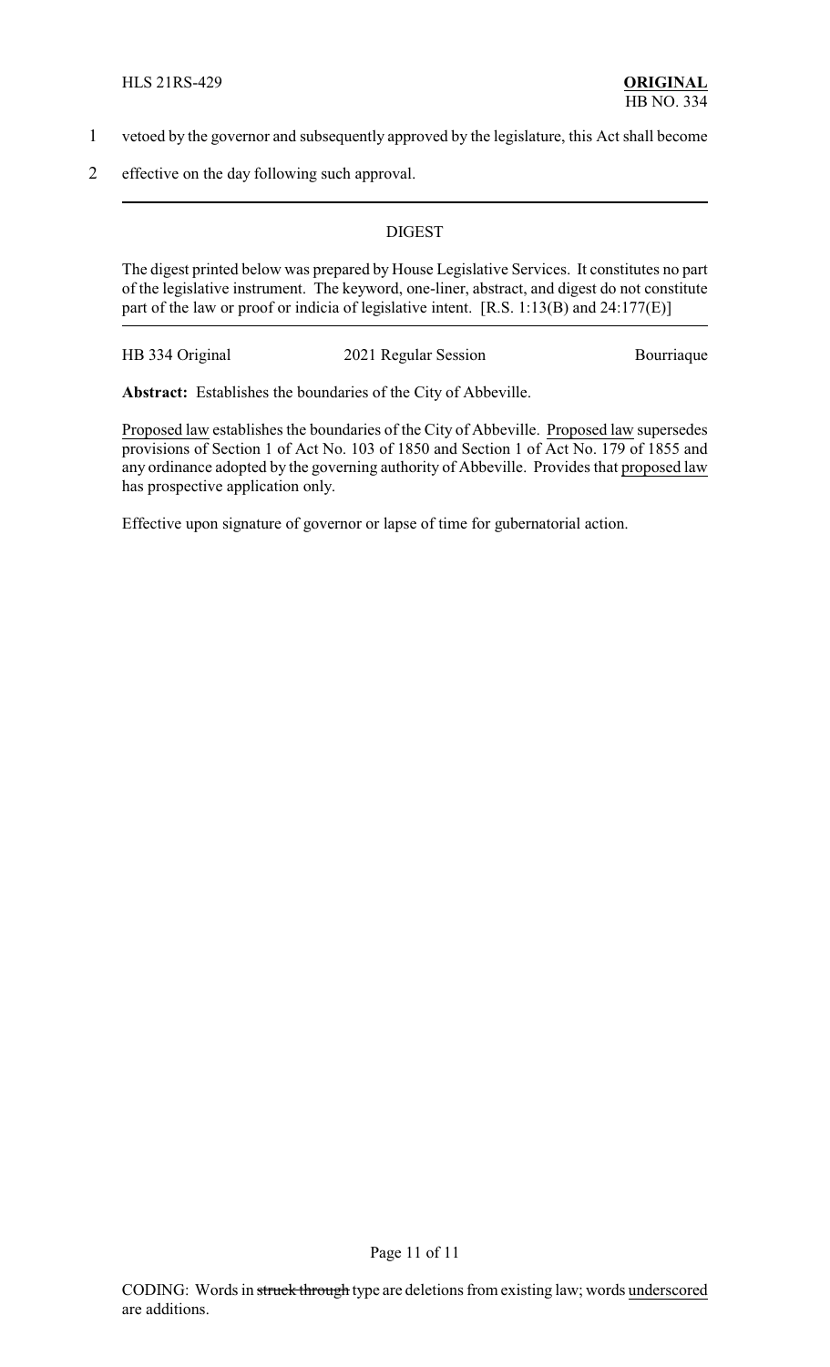vetoed by the governor and subsequently approved by the legislature, this Act shall become effective on the day following such approval.

---

## DIGEST

The digest printed below was prepared by House Legislative Services. It constitutes no part of the legislative instrument. The keyword, one-liner, abstract, and digest do not constitute part of the law or proof or indicia of legislative intent. [R.S. 1:13(B) and 24:177(E)]

| HB 334 Original | 2021 Regular Session | Bourriaque |
| --- | --- | --- |

**Abstract:** Establishes the boundaries of the City of Abbeville.

Proposed law establishes the boundaries of the City of Abbeville. Proposed law supersedes provisions of Section 1 of Act No. 103 of 1850 and Section 1 of Act No. 179 of 1855 and any ordinance adopted by the governing authority of Abbeville. Provides that proposed law has prospective application only.

Effective upon signature of governor or lapse of time for gubernatorial action.

CODING: Words in ~~struck through~~ type are deletions from existing law; words underscored are additions.